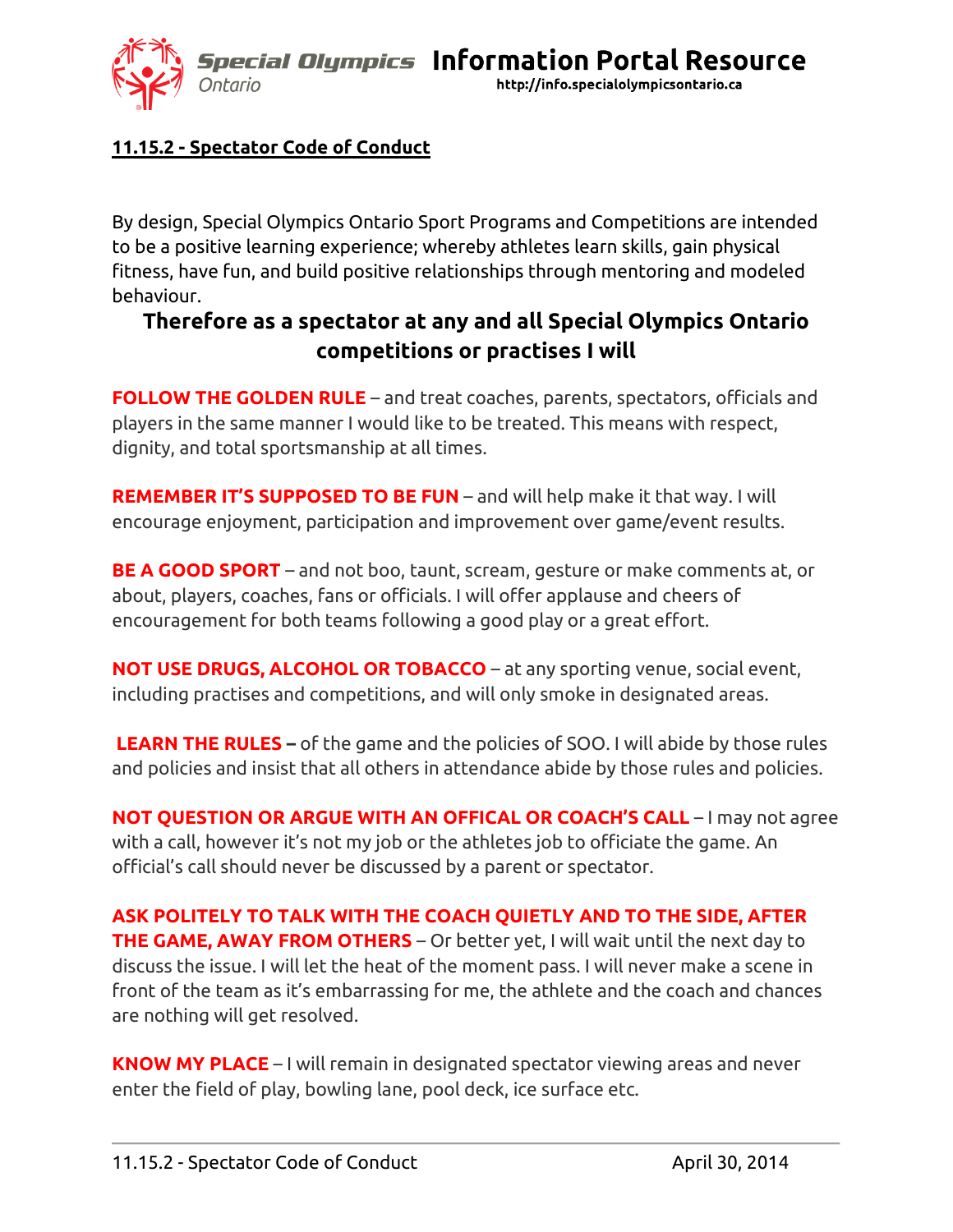## 11.15.2 - Spectator Code of Conduct

By design, Special Olympics Ontario Sport Programs and Competitions are intended to be a positive learning experience; whereby athletes learn skills, gain physical fitness, have fun, and build positive relationships through mentoring and modeled behaviour.

### Therefore as a spectator at any and all Special Olympics Ontario competitions or practises I will

**FOLLOW THE GOLDEN RULE** – and treat coaches, parents, spectators, officials and players in the same manner I would like to be treated. This means with respect, dignity, and total sportsmanship at all times.

**REMEMBER IT'S SUPPOSED TO BE FUN** – and will help make it that way. I will encourage enjoyment, participation and improvement over game/event results.

**BE A GOOD SPORT** – and not boo, taunt, scream, gesture or make comments at, or about, players, coaches, fans or officials. I will offer applause and cheers of encouragement for both teams following a good play or a great effort.

**NOT USE DRUGS, ALCOHOL OR TOBACCO** – at any sporting venue, social event, including practises and competitions, and will only smoke in designated areas.

**LEARN THE RULES –** of the game and the policies of SOO. I will abide by those rules and policies and insist that all others in attendance abide by those rules and policies.

**NOT QUESTION OR ARGUE WITH AN OFFICAL OR COACH'S CALL** – I may not agree with a call, however it's not my job or the athletes job to officiate the game. An official's call should never be discussed by a parent or spectator.

**ASK POLITELY TO TALK WITH THE COACH QUIETLY AND TO THE SIDE, AFTER THE GAME, AWAY FROM OTHERS** – Or better yet, I will wait until the next day to discuss the issue. I will let the heat of the moment pass. I will never make a scene in front of the team as it's embarrassing for me, the athlete and the coach and chances are nothing will get resolved.

**KNOW MY PLACE** – I will remain in designated spectator viewing areas and never enter the field of play, bowling lane, pool deck, ice surface etc.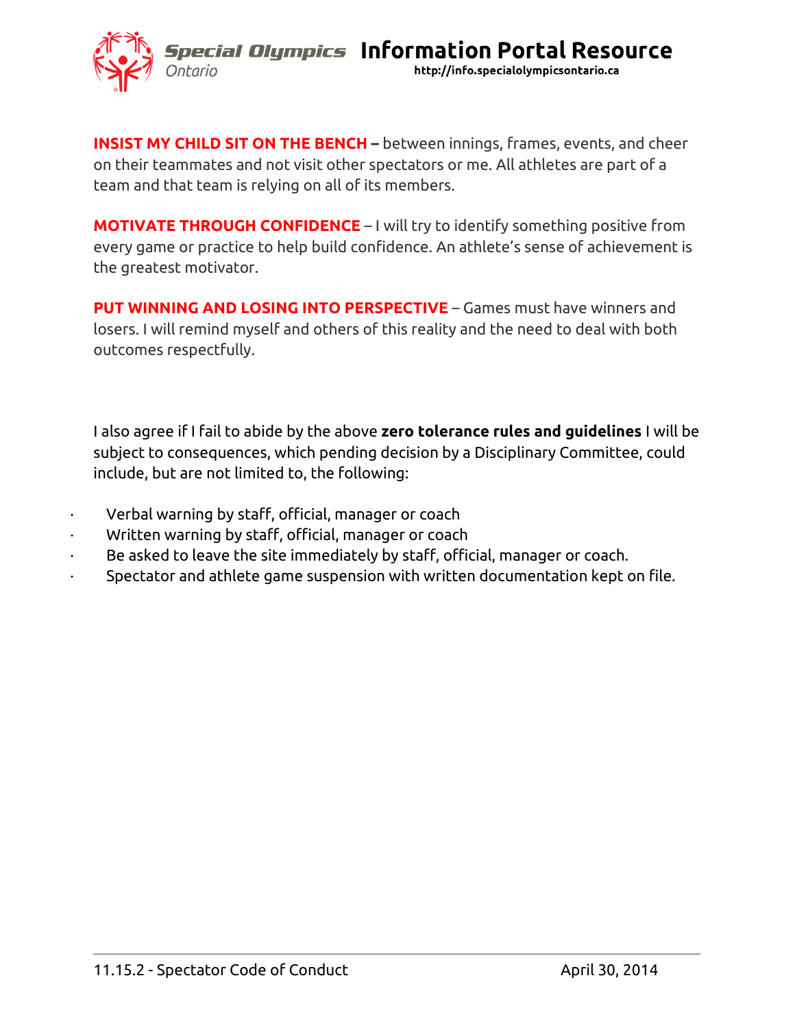**INSIST MY CHILD SIT ON THE BENCH –** between innings, frames, events, and cheer on their teammates and not visit other spectators or me. All athletes are part of a team and that team is relying on all of its members.

**MOTIVATE THROUGH CONFIDENCE** – I will try to identify something positive from every game or practice to help build confidence. An athlete's sense of achievement is the greatest motivator.

**PUT WINNING AND LOSING INTO PERSPECTIVE** – Games must have winners and losers. I will remind myself and others of this reality and the need to deal with both outcomes respectfully.

I also agree if I fail to abide by the above **zero tolerance rules and guidelines** I will be subject to consequences, which pending decision by a Disciplinary Committee, could include, but are not limited to, the following:

- Verbal warning by staff, official, manager or coach
- Written warning by staff, official, manager or coach
- Be asked to leave the site immediately by staff, official, manager or coach.
- Spectator and athlete game suspension with written documentation kept on file.